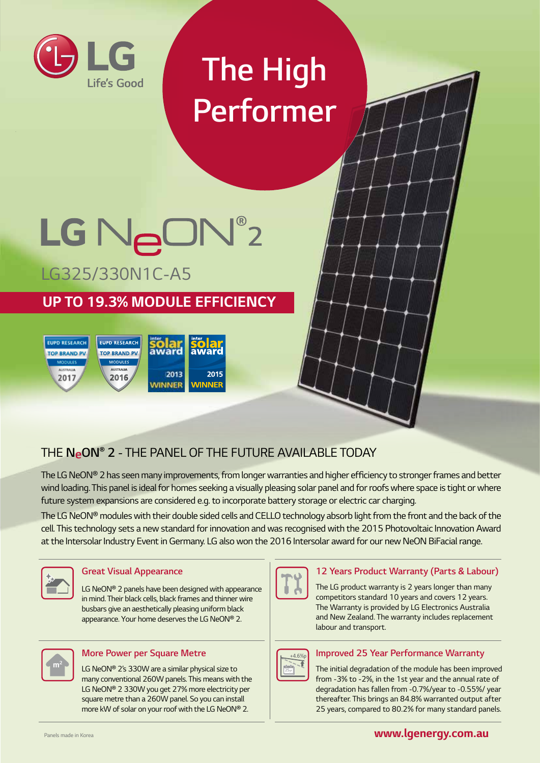LG
Life's Good

# The High Performer

# LG NeON® 2

LG325/330N1C-A5

## UP TO 19.3% MODULE EFFICIENCY

EUPD RESEARCH TOP BRAND PV MODULES AUSTRALIA 2017

EUPD RESEARCH TOP BRAND PV MODULES AUSTRALIA 2016

inter solar award 2013 WINNER

inter solar award 2015 WINNER

## THE NeON® 2 - THE PANEL OF THE FUTURE AVAILABLE TODAY

The LG NeON® 2 has seen many improvements, from longer warranties and higher efficiency to stronger frames and better wind loading. This panel is ideal for homes seeking a visually pleasing solar panel and for roofs where space is tight or where future system expansions are considered e.g. to incorporate battery storage or electric car charging.

The LG NeON® modules with their double sided cells and CELLO technology absorb light from the front and the back of the cell. This technology sets a new standard for innovation and was recognised with the 2015 Photovoltaic Innovation Award at the Intersolar Industry Event in Germany. LG also won the 2016 Intersolar award for our new NeON BiFacial range.

### Great Visual Appearance

LG NeON® 2 panels have been designed with appearance in mind. Their black cells, black frames and thinner wire busbars give an aesthetically pleasing uniform black appearance. Your home deserves the LG NeON® 2.

### More Power per Square Metre

LG NeON® 2's 330W are a similar physical size to many conventional 260W panels. This means with the LG NeON® 2 330W you get 27% more electricity per square metre than a 260W panel. So you can install more kW of solar on your roof with the LG NeON® 2.

### 12 Years Product Warranty (Parts & Labour)

The LG product warranty is 2 years longer than many competitors standard 10 years and covers 12 years. The Warranty is provided by LG Electronics Australia and New Zealand. The warranty includes replacement labour and transport.

### Improved 25 Year Performance Warranty

The initial degradation of the module has been improved from -3% to -2%, in the 1st year and the annual rate of degradation has fallen from -0.7%/year to -0.55%/ year thereafter. This brings an 84.8% warranted output after 25 years, compared to 80.2% for many standard panels.

Panels made in Korea

www.lgenergy.com.au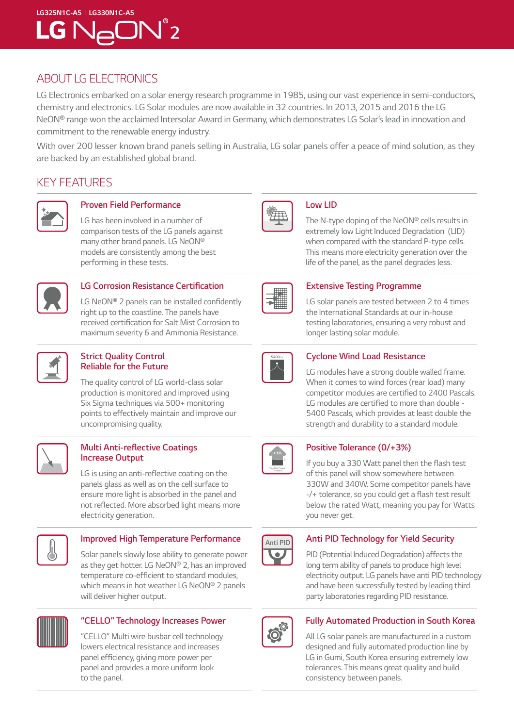LG325N1C-A5 | LG330N1C-A5

# LG NeON® 2

## ABOUT LG ELECTRONICS

LG Electronics embarked on a solar energy research programme in 1985, using our vast experience in semi-conductors, chemistry and electronics. LG Solar modules are now available in 32 countries. In 2013, 2015 and 2016 the LG NeON® range won the acclaimed Intersolar Award in Germany, which demonstrates LG Solar's lead in innovation and commitment to the renewable energy industry.

With over 200 lesser known brand panels selling in Australia, LG solar panels offer a peace of mind solution, as they are backed by an established global brand.

## KEY FEATURES

### Proven Field Performance

LG has been involved in a number of comparison tests of the LG panels against many other brand panels. LG NeON® models are consistently among the best performing in these tests.

### LG Corrosion Resistance Certification

LG NeON® 2 panels can be installed confidently right up to the coastline. The panels have received certification for Salt Mist Corrosion to maximum severity 6 and Ammonia Resistance.

### Strict Quality Control Reliable for the Future

The quality control of LG world-class solar production is monitored and improved using Six Sigma techniques via 500+ monitoring points to effectively maintain and improve our uncompromising quality.

### Multi Anti-reflective Coatings Increase Output

LG is using an anti-reflective coating on the panels glass as well as on the cell surface to ensure more light is absorbed in the panel and not reflected. More absorbed light means more electricity generation.

### Improved High Temperature Performance

Solar panels slowly lose ability to generate power as they get hotter. LG NeON® 2, has an improved temperature co-efficient to standard modules, which means in hot weather LG NeON® 2 panels will deliver higher output.

### "CELLO" Technology Increases Power

"CELLO" Multi wire busbar cell technology lowers electrical resistance and increases panel efficiency, giving more power per panel and provides a more uniform look to the panel.

### Low LID

The N-type doping of the NeON® cells results in extremely low Light Induced Degradation (LID) when compared with the standard P-type cells. This means more electricity generation over the life of the panel, as the panel degrades less.

### Extensive Testing Programme

LG solar panels are tested between 2 to 4 times the International Standards at our in-house testing laboratories, ensuring a very robust and longer lasting solar module.

### Cyclone Wind Load Resistance

LG modules have a strong double walled frame. When it comes to wind forces (rear load) many competitor modules are certified to 2400 Pascals. LG modules are certified to more than double - 5400 Pascals, which provides at least double the strength and durability to a standard module.

### Positive Tolerance (0/+3%)

If you buy a 330 Watt panel then the flash test of this panel will show somewhere between 330W and 340W. Some competitor panels have -/+ tolerance, so you could get a flash test result below the rated Watt, meaning you pay for Watts you never get.

### Anti PID Technology for Yield Security

PID (Potential Induced Degradation) affects the long term ability of panels to produce high level electricity output. LG panels have anti PID technology and have been successfully tested by leading third party laboratories regarding PID resistance.

### Fully Automated Production in South Korea

All LG solar panels are manufactured in a custom designed and fully automated production line by LG in Gumi, South Korea ensuring extremely low tolerances. This means great quality and build consistency between panels.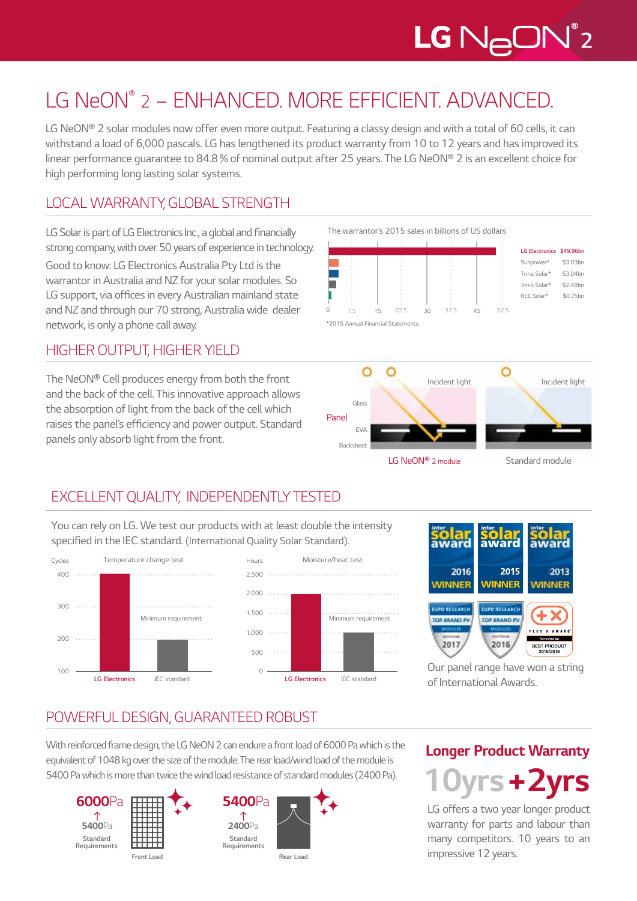# LG NeON® 2 – ENHANCED. MORE EFFICIENT. ADVANCED.

LG NeON® 2 solar modules now offer even more output. Featuring a classy design and with a total of 60 cells, it can withstand a load of 6,000 pascals. LG has lengthened its product warranty from 10 to 12 years and has improved its linear performance guarantee to 84.8 % of nominal output after 25 years. The LG NeON® 2 is an excellent choice for high performing long lasting solar systems.

## LOCAL WARRANTY, GLOBAL STRENGTH

LG Solar is part of LG Electronics Inc., a global and financially strong company, with over 50 years of experience in technology.

Good to know: LG Electronics Australia Pty Ltd is the warrantor in Australia and NZ for your solar modules. So LG support, via offices in every Australian mainland state and NZ and through our 70 strong, Australia wide dealer network, is only a phone call away.

The warrantor's 2015 sales in billions of US dollars

| Company | Sales |
| --- | --- |
| LG Electronics | $49.96bn |
| Sunpower* | $3.03bn |
| Trina Solar* | $3.04bn |
| Jinko Solar* | $2.48bn |
| REC Solar* | $0.75bn |

*2015 Annual Financial Statements.

## HIGHER OUTPUT, HIGHER YIELD

The NeON® Cell produces energy from both the front and the back of the cell. This innovative approach allows the absorption of light from the back of the cell which raises the panel's efficiency and power output. Standard panels only absorb light from the front.

Incident light — Panel: Glass, EVA, Backsheet — LG NeON® 2 module | Standard module

## EXCELLENT QUALITY, INDEPENDENTLY TESTED

You can rely on LG. We test our products with at least double the intensity specified in the IEC standard. (International Quality Solar Standard).

Temperature change test (Cycles): LG Electronics 400; IEC standard 200 (Minimum requirement)

Moisture/heat test (Hours): LG Electronics 2,000; IEC standard 1,000 (Minimum requirement)

Our panel range have won a string of International Awards.

## POWERFUL DESIGN, GUARANTEED ROBUST

With reinforced frame design, the LG NeON 2 can endure a front load of 6000 Pa which is the equivalent of 1048 kg over the size of the module. The rear load/wind load of the module is 5400 Pa which is more than twice the wind load resistance of standard modules (2400 Pa).

Front Load: 6000Pa ↑ 5400Pa Standard Requirements

Rear Load: 5400Pa ↑ 2400Pa Standard Requirements

### Longer Product Warranty

**10yrs + 2yrs**

LG offers a two year longer product warranty for parts and labour than many competitors. 10 years to an impressive 12 years.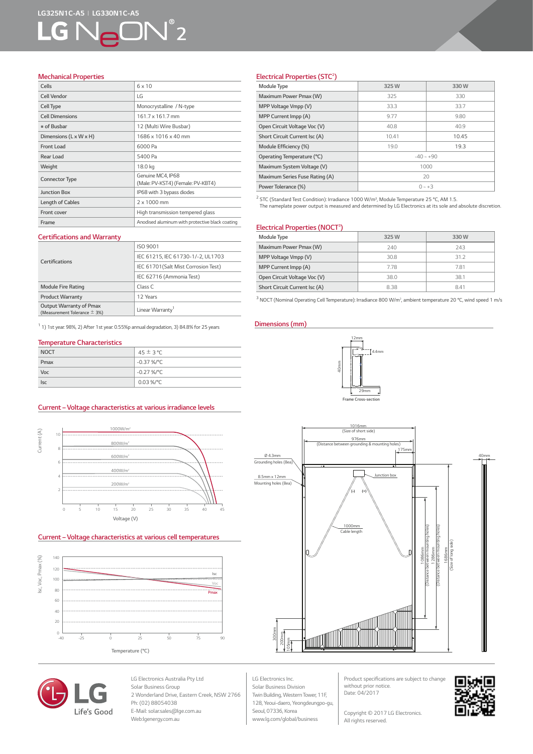LG325N1C-A5 | LG330N1C-A5

# LG NeON® 2

## Mechanical Properties

| | |
|---|---|
| Cells | 6 x 10 |
| Cell Vendor | LG |
| Cell Type | Monocrystalline / N-type |
| Cell Dimensions | 161.7 x 161.7 mm |
| # of Busbar | 12 (Multi Wire Busbar) |
| Dimensions (L x W x H) | 1686 x 1016 x 40 mm |
| Front Load | 6000 Pa |
| Rear Load | 5400 Pa |
| Weight | 18.0 kg |
| Connector Type | Genuine MC4, IP68 (Male: PV-KST4) (Female: PV-KBT4) |
| Junction Box | IP68 with 3 bypass diodes |
| Length of Cables | 2 x 1000 mm |
| Front cover | High transmission tempered glass |
| Frame | Anodised aluminum with protective black coating |

## Certifications and Warranty

| | |
|---|---|
| Certifications | ISO 9001 |
| | IEC 61215, IEC 61730-1/-2, UL1703 |
| | IEC 61701(Salt Mist Corrosion Test) |
| | IEC 62716 (Ammonia Test) |
| Module Fire Rating | Class C |
| Product Warranty | 12 Years |
| Output Warranty of Pmax (Measurement Tolerance ± 3%) | Linear Warranty[1] |

[1] 1) 1st year: 98%, 2) After 1st year: 0.55%p annual degradation, 3) 84.8% for 25 years

## Temperature Characteristics

| | |
|---|---|
| NOCT | 45 ± 3 °C |
| Pmax | -0.37 %/°C |
| Voc | -0.27 %/°C |
| Isc | 0.03 %/°C |

## Current – Voltage characteristics at various irradiance levels

Current (A)
10
8
6
4
2
1000W/m²
800W/m²
600W/m²
400W/m²
200W/m²
0 5 10 15 20 25 30 35 40 45
Voltage (V)

## Current – Voltage characteristics at various cell temperatures

Isc, Voc, Pmax (%)
140
120
100
80
60
40
20
0
Isc
Voc
Pmax
-40 -25 0 25 50 75 90
Temperature (°C)

## Electrical Properties (STC[2])

| Module Type | 325 W | 330 W |
|---|---|---|
| Maximum Power Pmax (W) | 325 | 330 |
| MPP Voltage Vmpp (V) | 33.3 | 33.7 |
| MPP Current Impp (A) | 9.77 | 9.80 |
| Open Circuit Voltage Voc (V) | 40.8 | 40.9 |
| Short Circuit Current Isc (A) | 10.41 | 10.45 |
| Module Efficiency (%) | 19.0 | 19.3 |
| Operating Temperature (°C) | -40 ~ +90 | |
| Maximum System Voltage (V) | 1000 | |
| Maximum Series Fuse Rating (A) | 20 | |
| Power Tolerance (%) | 0 ~ +3 | |

[2] STC (Standard Test Condition): Irradiance 1000 W/m², Module Temperature 25 °C, AM 1.5.
The nameplate power output is measured and determined by LG Electronics at its sole and absolute discretion.

## Electrical Properties (NOCT[3])

| Module Type | 325 W | 330 W |
|---|---|---|
| Maximum Power Pmax (W) | 240 | 243 |
| MPP Voltage Vmpp (V) | 30.8 | 31.2 |
| MPP Current Impp (A) | 7.78 | 7.81 |
| Open Circuit Voltage Voc (V) | 38.0 | 38.1 |
| Short Circuit Current Isc (A) | 8.38 | 8.41 |

[3] NOCT (Nominal Operating Cell Temperature): Irradiance 800 W/m², ambient temperature 20 °C, wind speed 1 m/s

## Dimensions (mm)

12mm
4.4mm
40mm
29mm
Frame Cross-section

1016mm
(Size of short side)
976mm
(Distance between grounding & mounting holes)
175mm
Ø 4.3mm
Grounding holes (8ea)
8.5mm x 12mm
Mounting holes (8ea)
Junction box
(-) (+)
1000mm
Cable length
1086mm
(Distance between mounting holes)
1286mm
(Distance between mounting holes)
1686mm
(Size of long side)
40mm
300mm
200mm
105mm

LG Life's Good

LG Electronics Australia Pty Ltd
Solar Business Group
2 Wonderland Drive, Eastern Creek, NSW 2766
Ph: (02) 88054038
E-Mail: solar.sales@lge.com.au
Web:lgenergy.com.au

LG Electronics Inc.
Solar Business Division
Twin Building, Western Tower, 11F,
128, Yeoui-daero, Yeongdeungpo-gu,
Seoul, 07336, Korea
www.lg.com/global/business

Product specifications are subject to change without prior notice.
Date: 04/2017

Copyright © 2017 LG Electronics.
All rights reserved.